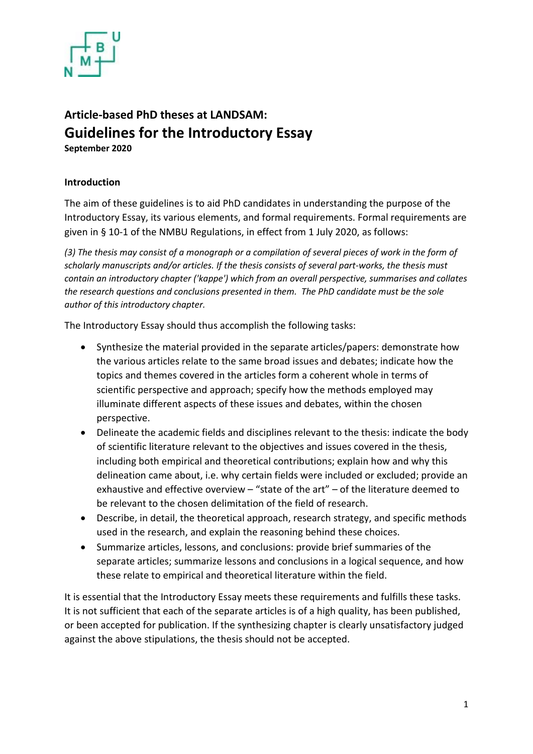**Article-based PhD theses at LANDSAM:**

# Guidelines for the Introductory Essay

**September 2020**

### Introduction

The aim of these guidelines is to aid PhD candidates in understanding the purpose of the Introductory Essay, its various elements, and formal requirements. Formal requirements are given in § 10-1 of the NMBU Regulations, in effect from 1 July 2020, as follows:

*(3) The thesis may consist of a monograph or a compilation of several pieces of work in the form of scholarly manuscripts and/or articles. If the thesis consists of several part-works, the thesis must contain an introductory chapter ('kappe') which from an overall perspective, summarises and collates the research questions and conclusions presented in them. The PhD candidate must be the sole author of this introductory chapter.*

The Introductory Essay should thus accomplish the following tasks:

- Synthesize the material provided in the separate articles/papers: demonstrate how the various articles relate to the same broad issues and debates; indicate how the topics and themes covered in the articles form a coherent whole in terms of scientific perspective and approach; specify how the methods employed may illuminate different aspects of these issues and debates, within the chosen perspective.
- Delineate the academic fields and disciplines relevant to the thesis: indicate the body of scientific literature relevant to the objectives and issues covered in the thesis, including both empirical and theoretical contributions; explain how and why this delineation came about, i.e. why certain fields were included or excluded; provide an exhaustive and effective overview – "state of the art" – of the literature deemed to be relevant to the chosen delimitation of the field of research.
- Describe, in detail, the theoretical approach, research strategy, and specific methods used in the research, and explain the reasoning behind these choices.
- Summarize articles, lessons, and conclusions: provide brief summaries of the separate articles; summarize lessons and conclusions in a logical sequence, and how these relate to empirical and theoretical literature within the field.

It is essential that the Introductory Essay meets these requirements and fulfills these tasks. It is not sufficient that each of the separate articles is of a high quality, has been published, or been accepted for publication. If the synthesizing chapter is clearly unsatisfactory judged against the above stipulations, the thesis should not be accepted.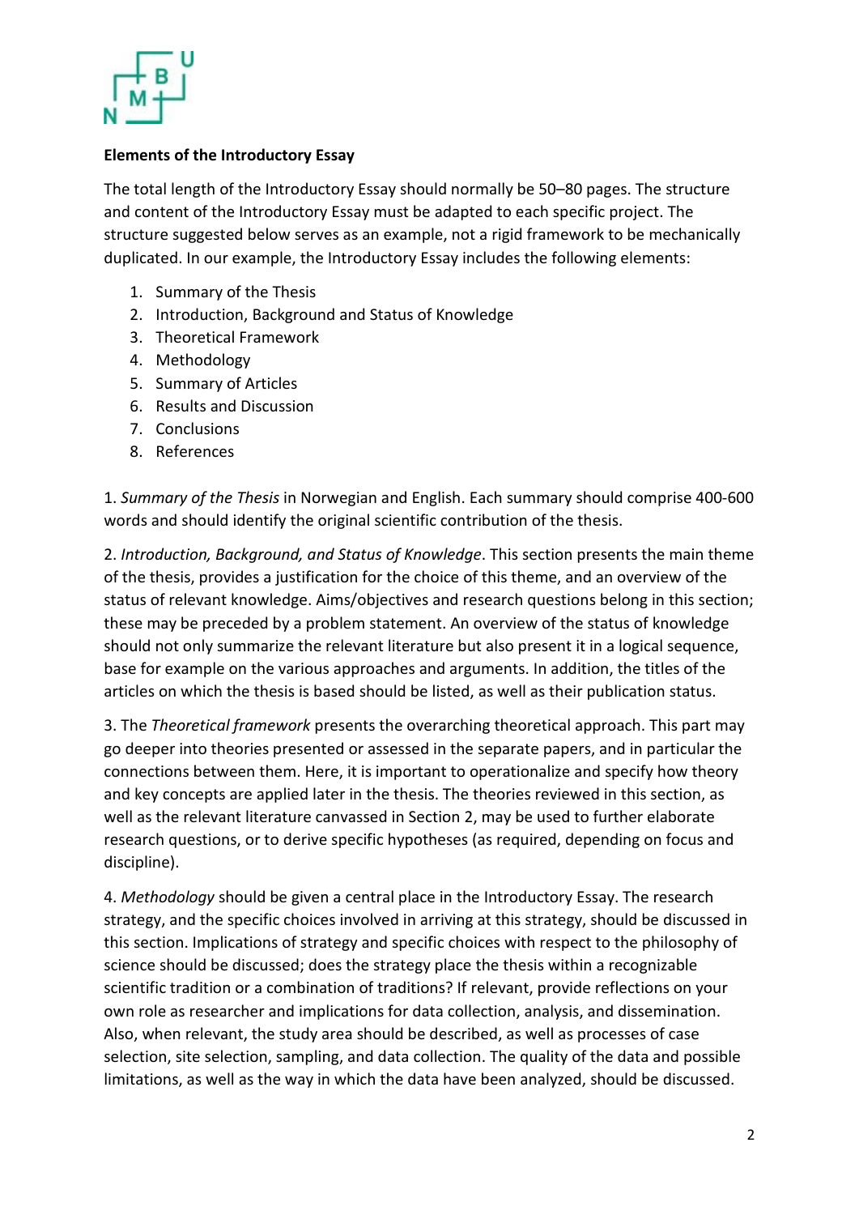**Elements of the Introductory Essay**

The total length of the Introductory Essay should normally be 50–80 pages. The structure and content of the Introductory Essay must be adapted to each specific project. The structure suggested below serves as an example, not a rigid framework to be mechanically duplicated. In our example, the Introductory Essay includes the following elements:

1. Summary of the Thesis
2. Introduction, Background and Status of Knowledge
3. Theoretical Framework
4. Methodology
5. Summary of Articles
6. Results and Discussion
7. Conclusions
8. References

1. *Summary of the Thesis* in Norwegian and English. Each summary should comprise 400-600 words and should identify the original scientific contribution of the thesis.

2. *Introduction, Background, and Status of Knowledge*. This section presents the main theme of the thesis, provides a justification for the choice of this theme, and an overview of the status of relevant knowledge. Aims/objectives and research questions belong in this section; these may be preceded by a problem statement. An overview of the status of knowledge should not only summarize the relevant literature but also present it in a logical sequence, base for example on the various approaches and arguments. In addition, the titles of the articles on which the thesis is based should be listed, as well as their publication status.

3. The *Theoretical framework* presents the overarching theoretical approach. This part may go deeper into theories presented or assessed in the separate papers, and in particular the connections between them. Here, it is important to operationalize and specify how theory and key concepts are applied later in the thesis. The theories reviewed in this section, as well as the relevant literature canvassed in Section 2, may be used to further elaborate research questions, or to derive specific hypotheses (as required, depending on focus and discipline).

4. *Methodology* should be given a central place in the Introductory Essay. The research strategy, and the specific choices involved in arriving at this strategy, should be discussed in this section. Implications of strategy and specific choices with respect to the philosophy of science should be discussed; does the strategy place the thesis within a recognizable scientific tradition or a combination of traditions? If relevant, provide reflections on your own role as researcher and implications for data collection, analysis, and dissemination. Also, when relevant, the study area should be described, as well as processes of case selection, site selection, sampling, and data collection. The quality of the data and possible limitations, as well as the way in which the data have been analyzed, should be discussed.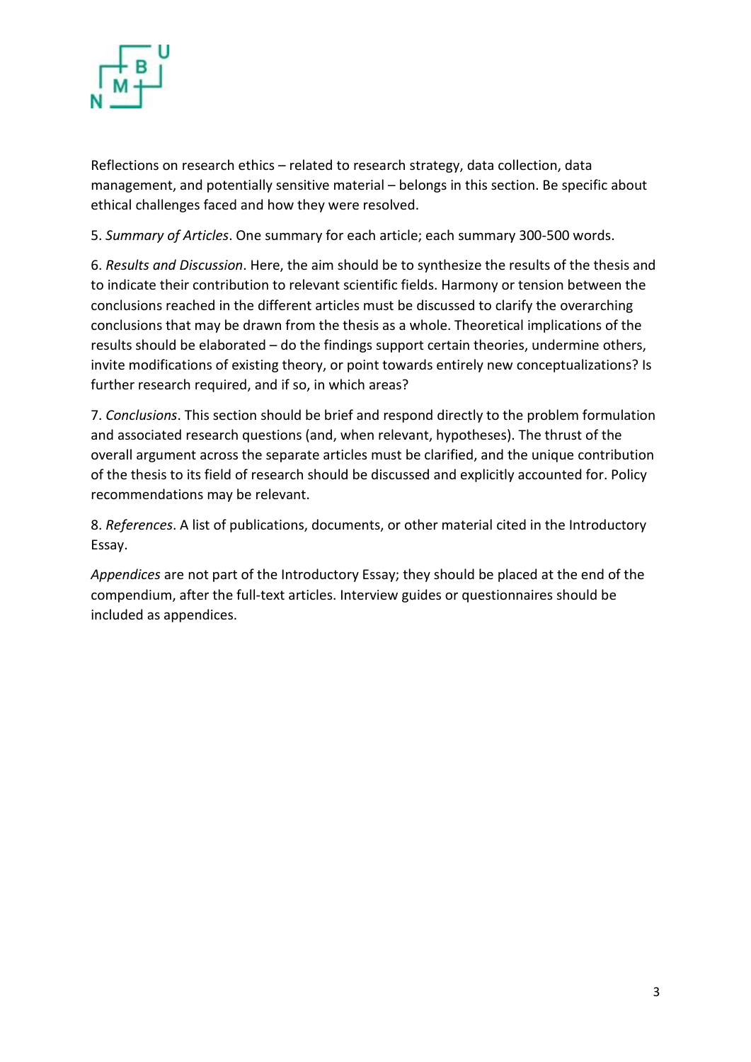Reflections on research ethics – related to research strategy, data collection, data management, and potentially sensitive material – belongs in this section. Be specific about ethical challenges faced and how they were resolved.

5. *Summary of Articles*. One summary for each article; each summary 300-500 words.

6. *Results and Discussion*. Here, the aim should be to synthesize the results of the thesis and to indicate their contribution to relevant scientific fields. Harmony or tension between the conclusions reached in the different articles must be discussed to clarify the overarching conclusions that may be drawn from the thesis as a whole. Theoretical implications of the results should be elaborated – do the findings support certain theories, undermine others, invite modifications of existing theory, or point towards entirely new conceptualizations? Is further research required, and if so, in which areas?

7. *Conclusions*. This section should be brief and respond directly to the problem formulation and associated research questions (and, when relevant, hypotheses). The thrust of the overall argument across the separate articles must be clarified, and the unique contribution of the thesis to its field of research should be discussed and explicitly accounted for. Policy recommendations may be relevant.

8. *References*. A list of publications, documents, or other material cited in the Introductory Essay.

*Appendices* are not part of the Introductory Essay; they should be placed at the end of the compendium, after the full-text articles. Interview guides or questionnaires should be included as appendices.